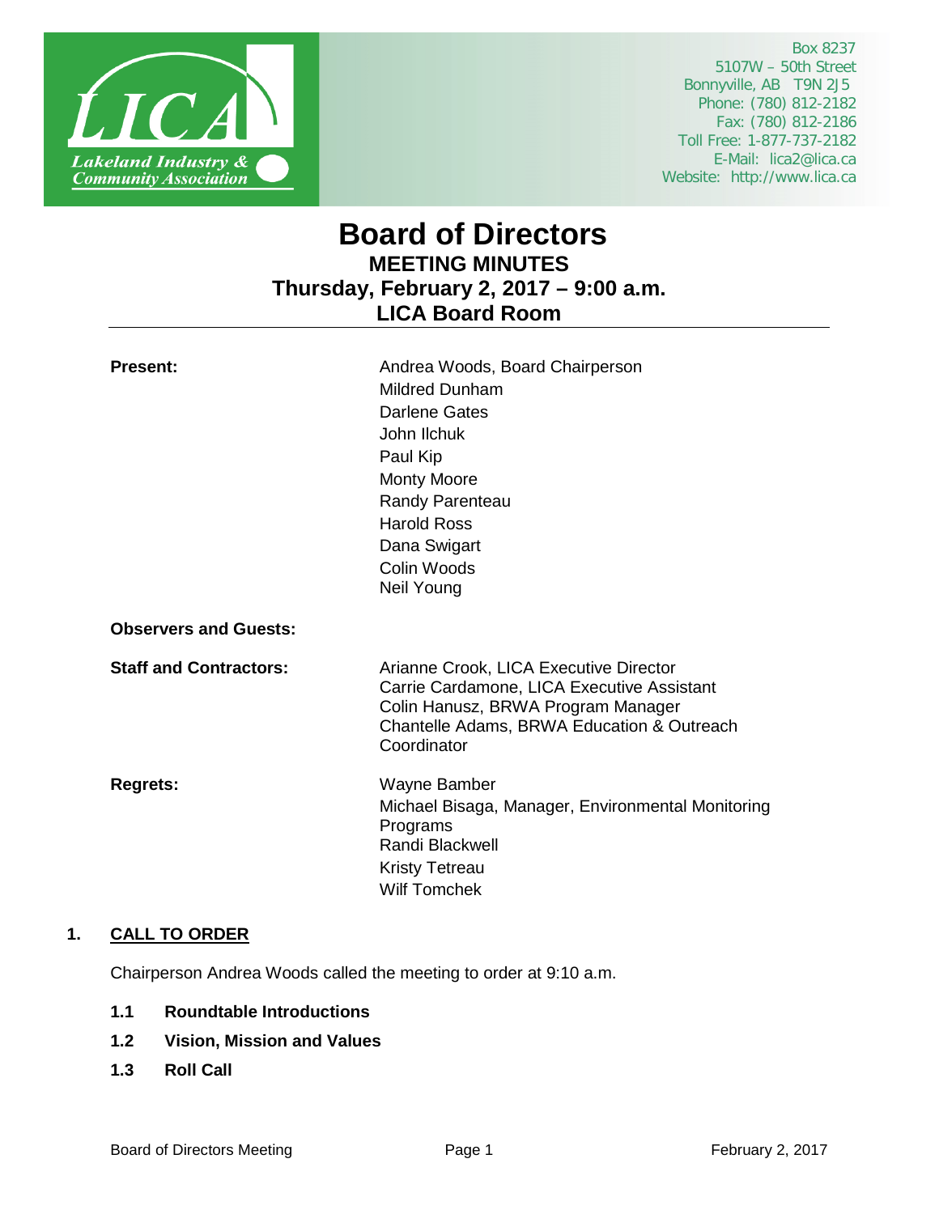Lakeland Industry & Community Association (LICA)

Box 8237
5107W – 50th Street
Bonnyville, AB T9N 2J5
Phone: (780) 812-2182
Fax: (780) 812-2186
Toll Free: 1-877-737-2182
E-Mail: lica2@lica.ca
Website: http://www.lica.ca

# Board of Directors

## MEETING MINUTES

## Thursday, February 2, 2017 – 9:00 a.m.

## LICA Board Room

**Present:**
Andrea Woods, Board Chairperson
Mildred Dunham
Darlene Gates
John Ilchuk
Paul Kip
Monty Moore
Randy Parenteau
Harold Ross
Dana Swigart
Colin Woods
Neil Young

**Observers and Guests:**

**Staff and Contractors:**
Arianne Crook, LICA Executive Director
Carrie Cardamone, LICA Executive Assistant
Colin Hanusz, BRWA Program Manager
Chantelle Adams, BRWA Education & Outreach Coordinator

**Regrets:**
Wayne Bamber
Michael Bisaga, Manager, Environmental Monitoring Programs
Randi Blackwell
Kristy Tetreau
Wilf Tomchek

## 1. CALL TO ORDER

Chairperson Andrea Woods called the meeting to order at 9:10 a.m.

**1.1 Roundtable Introductions**

**1.2 Vision, Mission and Values**

**1.3 Roll Call**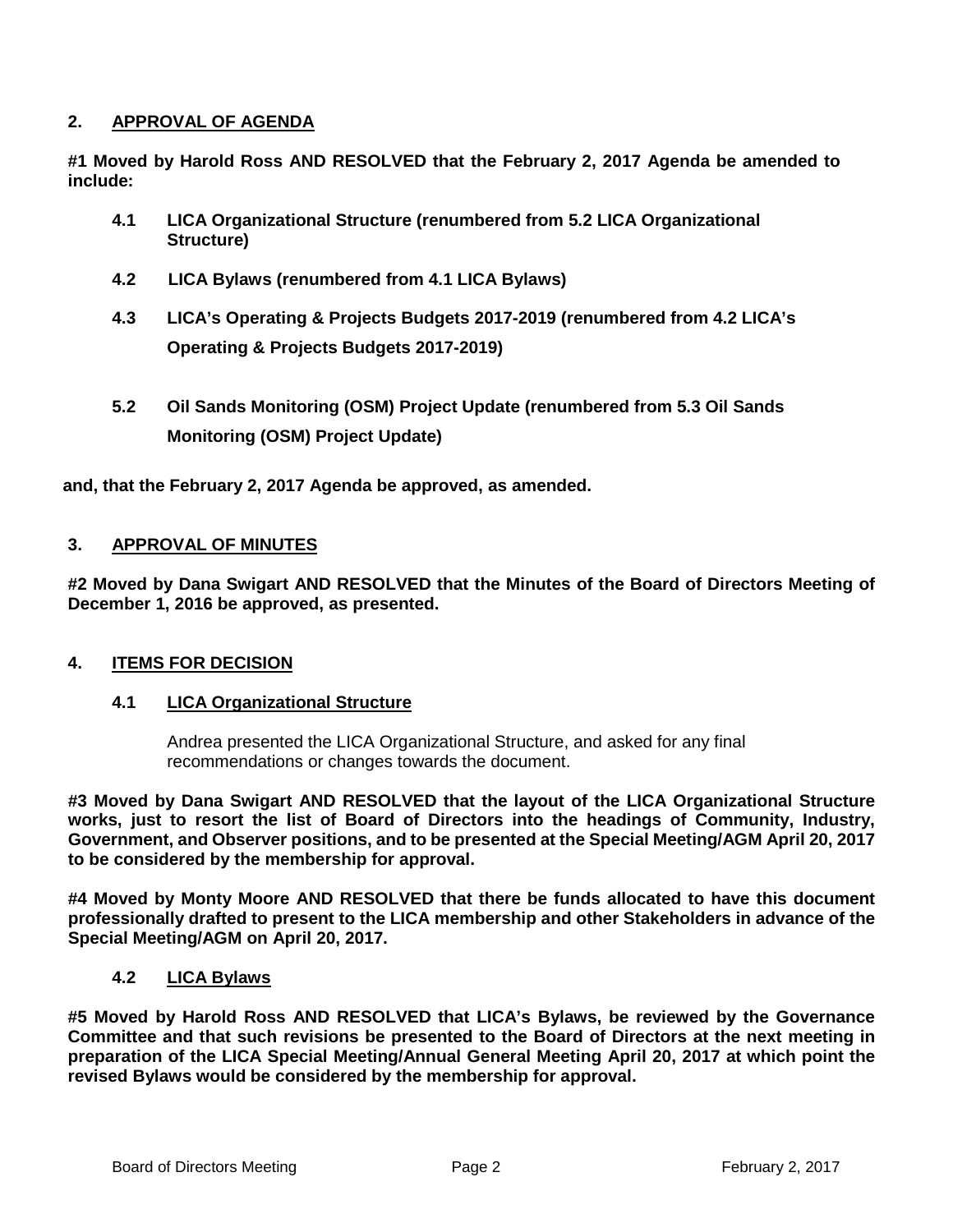## 2. APPROVAL OF AGENDA

**#1 Moved by Harold Ross AND RESOLVED that the February 2, 2017 Agenda be amended to include:**

- **4.1 LICA Organizational Structure (renumbered from 5.2 LICA Organizational Structure)**
- **4.2 LICA Bylaws (renumbered from 4.1 LICA Bylaws)**
- **4.3 LICA's Operating & Projects Budgets 2017-2019 (renumbered from 4.2 LICA's Operating & Projects Budgets 2017-2019)**
- **5.2 Oil Sands Monitoring (OSM) Project Update (renumbered from 5.3 Oil Sands Monitoring (OSM) Project Update)**

**and, that the February 2, 2017 Agenda be approved, as amended.**

## 3. APPROVAL OF MINUTES

**#2 Moved by Dana Swigart AND RESOLVED that the Minutes of the Board of Directors Meeting of December 1, 2016 be approved, as presented.**

## 4. ITEMS FOR DECISION

### 4.1 LICA Organizational Structure

Andrea presented the LICA Organizational Structure, and asked for any final recommendations or changes towards the document.

**#3 Moved by Dana Swigart AND RESOLVED that the layout of the LICA Organizational Structure works, just to resort the list of Board of Directors into the headings of Community, Industry, Government, and Observer positions, and to be presented at the Special Meeting/AGM April 20, 2017 to be considered by the membership for approval.**

**#4 Moved by Monty Moore AND RESOLVED that there be funds allocated to have this document professionally drafted to present to the LICA membership and other Stakeholders in advance of the Special Meeting/AGM on April 20, 2017.**

### 4.2 LICA Bylaws

**#5 Moved by Harold Ross AND RESOLVED that LICA's Bylaws, be reviewed by the Governance Committee and that such revisions be presented to the Board of Directors at the next meeting in preparation of the LICA Special Meeting/Annual General Meeting April 20, 2017 at which point the revised Bylaws would be considered by the membership for approval.**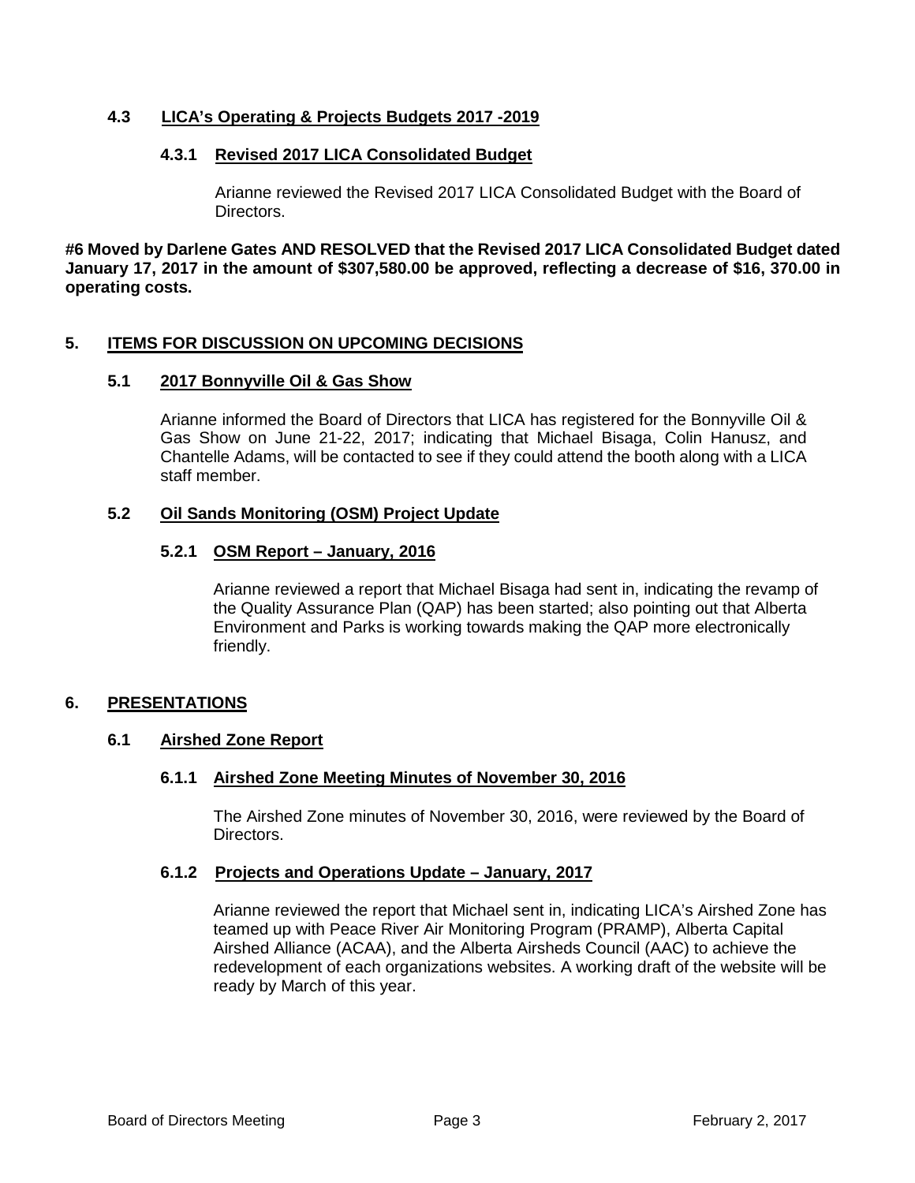### 4.3 LICA's Operating & Projects Budgets 2017 -2019

#### 4.3.1 Revised 2017 LICA Consolidated Budget

Arianne reviewed the Revised 2017 LICA Consolidated Budget with the Board of Directors.

**#6 Moved by Darlene Gates AND RESOLVED that the Revised 2017 LICA Consolidated Budget dated January 17, 2017 in the amount of $307,580.00 be approved, reflecting a decrease of $16, 370.00 in operating costs.**

## 5. ITEMS FOR DISCUSSION ON UPCOMING DECISIONS

### 5.1 2017 Bonnyville Oil & Gas Show

Arianne informed the Board of Directors that LICA has registered for the Bonnyville Oil & Gas Show on June 21-22, 2017; indicating that Michael Bisaga, Colin Hanusz, and Chantelle Adams, will be contacted to see if they could attend the booth along with a LICA staff member.

### 5.2 Oil Sands Monitoring (OSM) Project Update

#### 5.2.1 OSM Report – January, 2016

Arianne reviewed a report that Michael Bisaga had sent in, indicating the revamp of the Quality Assurance Plan (QAP) has been started; also pointing out that Alberta Environment and Parks is working towards making the QAP more electronically friendly.

## 6. PRESENTATIONS

### 6.1 Airshed Zone Report

#### 6.1.1 Airshed Zone Meeting Minutes of November 30, 2016

The Airshed Zone minutes of November 30, 2016, were reviewed by the Board of Directors.

#### 6.1.2 Projects and Operations Update – January, 2017

Arianne reviewed the report that Michael sent in, indicating LICA's Airshed Zone has teamed up with Peace River Air Monitoring Program (PRAMP), Alberta Capital Airshed Alliance (ACAA), and the Alberta Airsheds Council (AAC) to achieve the redevelopment of each organizations websites. A working draft of the website will be ready by March of this year.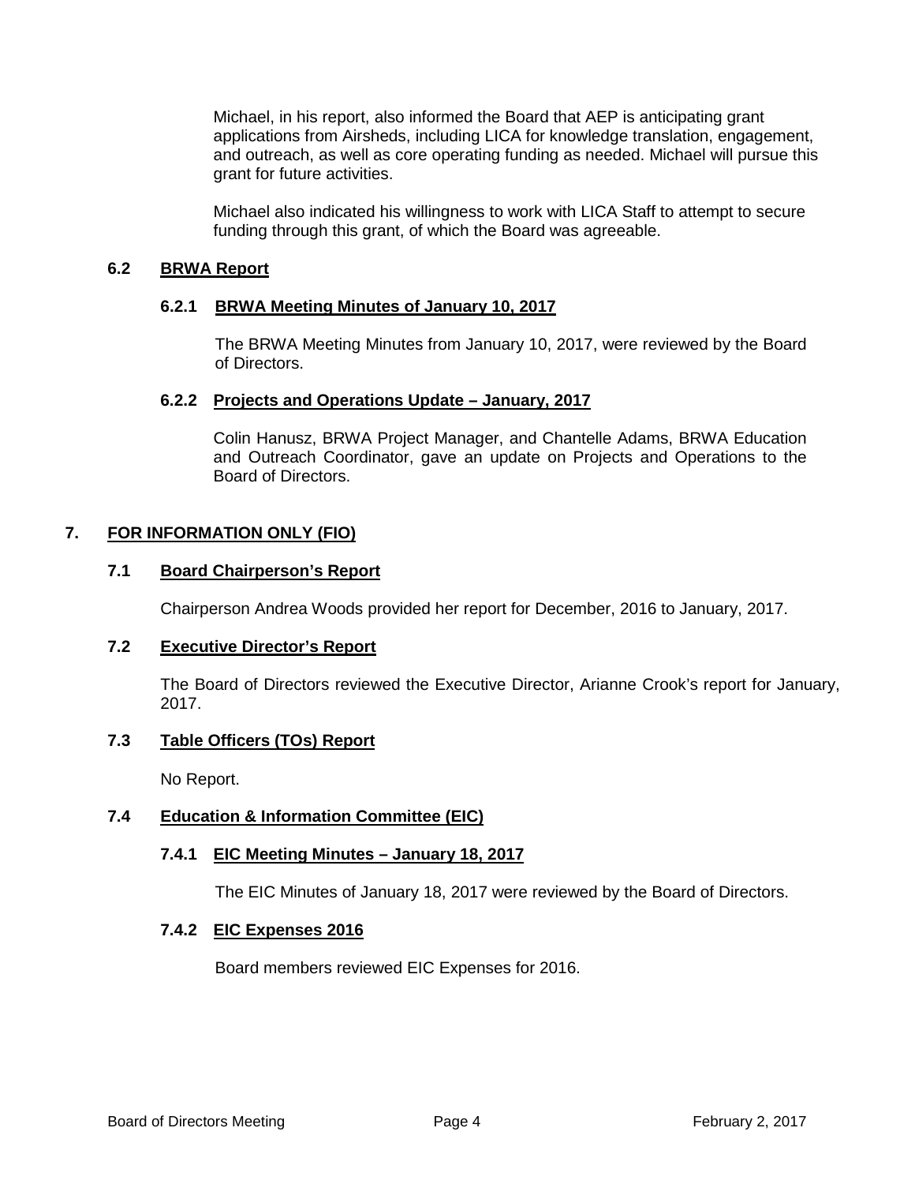Michael, in his report, also informed the Board that AEP is anticipating grant applications from Airsheds, including LICA for knowledge translation, engagement, and outreach, as well as core operating funding as needed. Michael will pursue this grant for future activities.

Michael also indicated his willingness to work with LICA Staff to attempt to secure funding through this grant, of which the Board was agreeable.

### 6.2 BRWA Report

#### 6.2.1 BRWA Meeting Minutes of January 10, 2017

The BRWA Meeting Minutes from January 10, 2017, were reviewed by the Board of Directors.

#### 6.2.2 Projects and Operations Update – January, 2017

Colin Hanusz, BRWA Project Manager, and Chantelle Adams, BRWA Education and Outreach Coordinator, gave an update on Projects and Operations to the Board of Directors.

## 7. FOR INFORMATION ONLY (FIO)

### 7.1 Board Chairperson's Report

Chairperson Andrea Woods provided her report for December, 2016 to January, 2017.

### 7.2 Executive Director's Report

The Board of Directors reviewed the Executive Director, Arianne Crook's report for January, 2017.

### 7.3 Table Officers (TOs) Report

No Report.

### 7.4 Education & Information Committee (EIC)

#### 7.4.1 EIC Meeting Minutes – January 18, 2017

The EIC Minutes of January 18, 2017 were reviewed by the Board of Directors.

#### 7.4.2 EIC Expenses 2016

Board members reviewed EIC Expenses for 2016.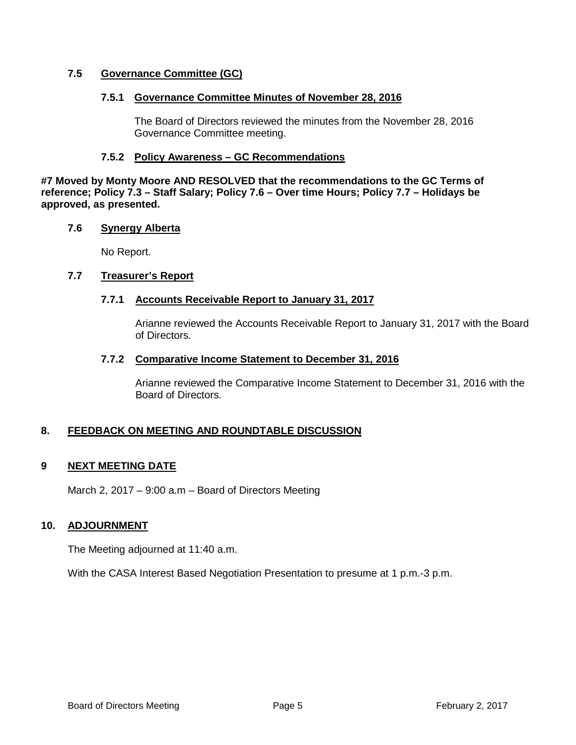### 7.5 Governance Committee (GC)

#### 7.5.1 Governance Committee Minutes of November 28, 2016

The Board of Directors reviewed the minutes from the November 28, 2016 Governance Committee meeting.

#### 7.5.2 Policy Awareness – GC Recommendations

**#7 Moved by Monty Moore AND RESOLVED that the recommendations to the GC Terms of reference; Policy 7.3 – Staff Salary; Policy 7.6 – Over time Hours; Policy 7.7 – Holidays be approved, as presented.**

### 7.6 Synergy Alberta

No Report.

### 7.7 Treasurer's Report

#### 7.7.1 Accounts Receivable Report to January 31, 2017

Arianne reviewed the Accounts Receivable Report to January 31, 2017 with the Board of Directors.

#### 7.7.2 Comparative Income Statement to December 31, 2016

Arianne reviewed the Comparative Income Statement to December 31, 2016 with the Board of Directors.

## 8. FEEDBACK ON MEETING AND ROUNDTABLE DISCUSSION

## 9 NEXT MEETING DATE

March 2, 2017 – 9:00 a.m – Board of Directors Meeting

## 10. ADJOURNMENT

The Meeting adjourned at 11:40 a.m.

With the CASA Interest Based Negotiation Presentation to presume at 1 p.m.-3 p.m.